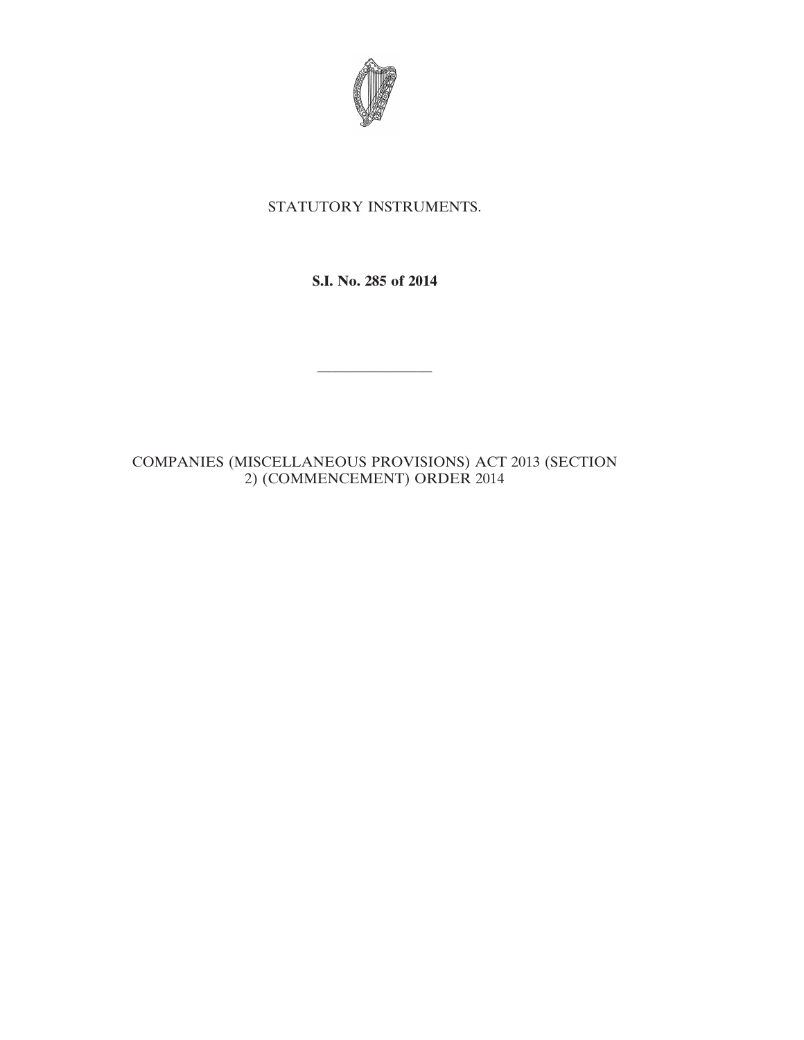STATUTORY INSTRUMENTS.

**S.I. No. 285 of 2014**

---

COMPANIES (MISCELLANEOUS PROVISIONS) ACT 2013 (SECTION 2) (COMMENCEMENT) ORDER 2014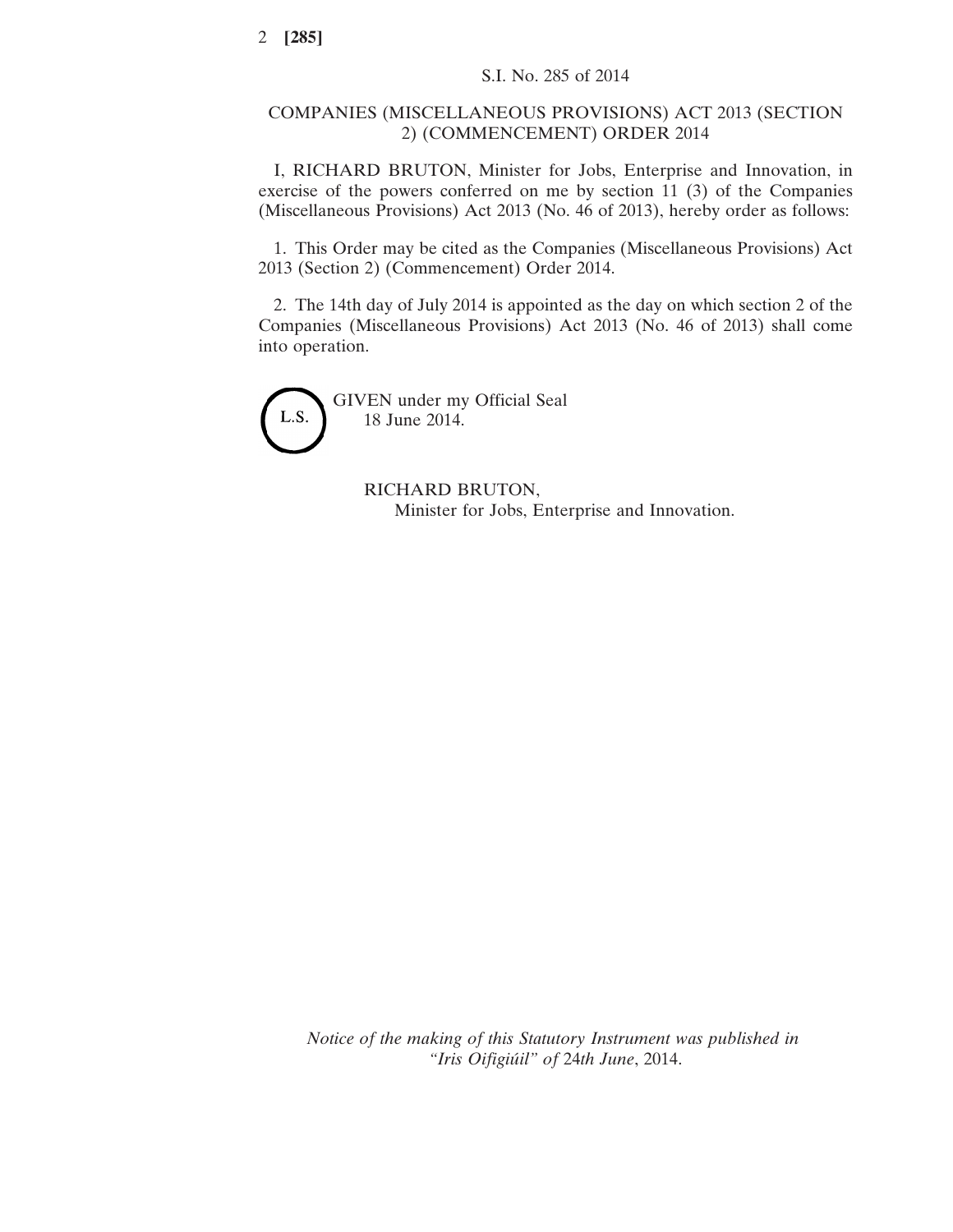S.I. No. 285 of 2014

# COMPANIES (MISCELLANEOUS PROVISIONS) ACT 2013 (SECTION 2) (COMMENCEMENT) ORDER 2014

I, RICHARD BRUTON, Minister for Jobs, Enterprise and Innovation, in exercise of the powers conferred on me by section 11 (3) of the Companies (Miscellaneous Provisions) Act 2013 (No. 46 of 2013), hereby order as follows:

1. This Order may be cited as the Companies (Miscellaneous Provisions) Act 2013 (Section 2) (Commencement) Order 2014.

2. The 14th day of July 2014 is appointed as the day on which section 2 of the Companies (Miscellaneous Provisions) Act 2013 (No. 46 of 2013) shall come into operation.

L.S.

GIVEN under my Official Seal
18 June 2014.

RICHARD BRUTON,
Minister for Jobs, Enterprise and Innovation.

*Notice of the making of this Statutory Instrument was published in "Iris Oifigiúil" of 24th June*, 2014.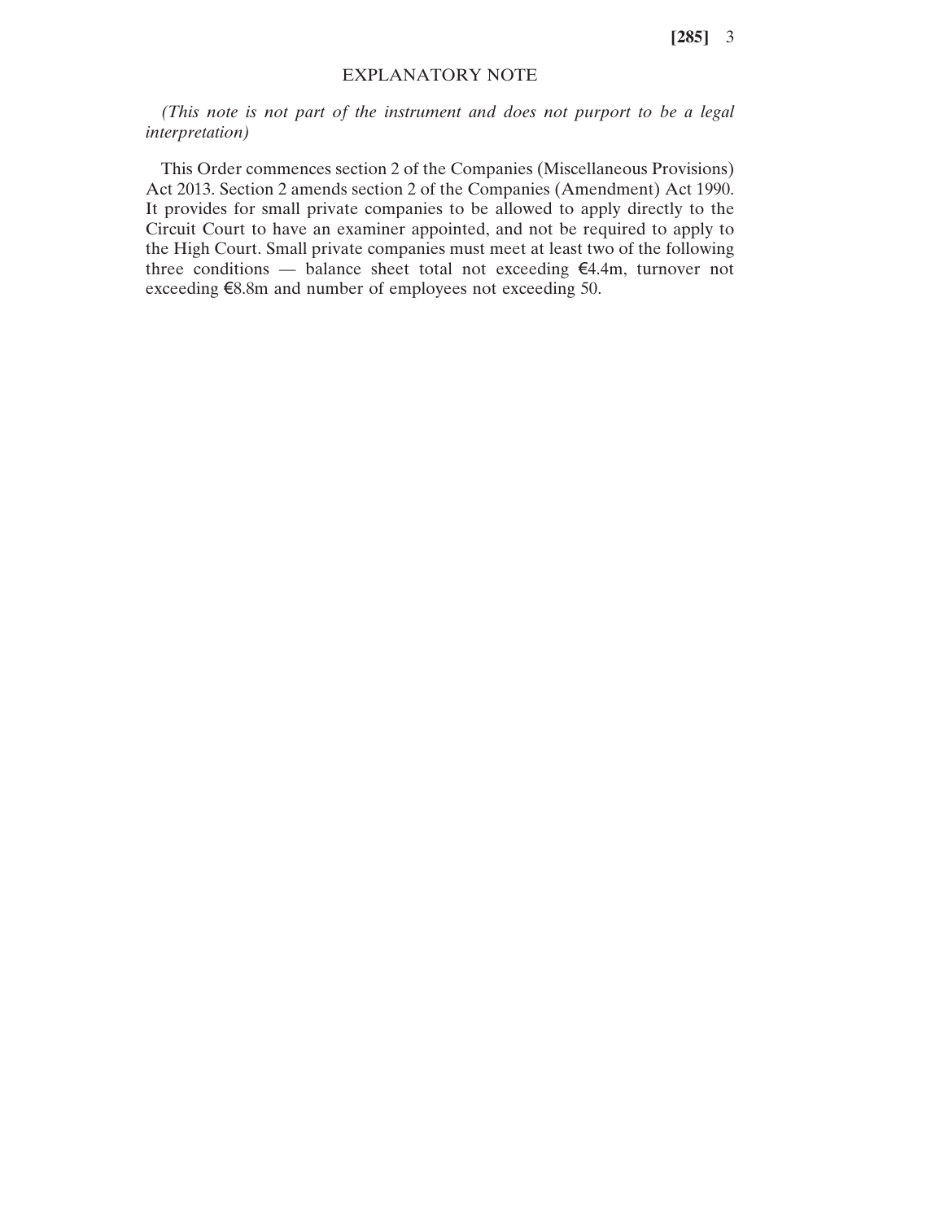## EXPLANATORY NOTE

*(This note is not part of the instrument and does not purport to be a legal interpretation)*

This Order commences section 2 of the Companies (Miscellaneous Provisions) Act 2013. Section 2 amends section 2 of the Companies (Amendment) Act 1990. It provides for small private companies to be allowed to apply directly to the Circuit Court to have an examiner appointed, and not be required to apply to the High Court. Small private companies must meet at least two of the following three conditions — balance sheet total not exceeding €4.4m, turnover not exceeding €8.8m and number of employees not exceeding 50.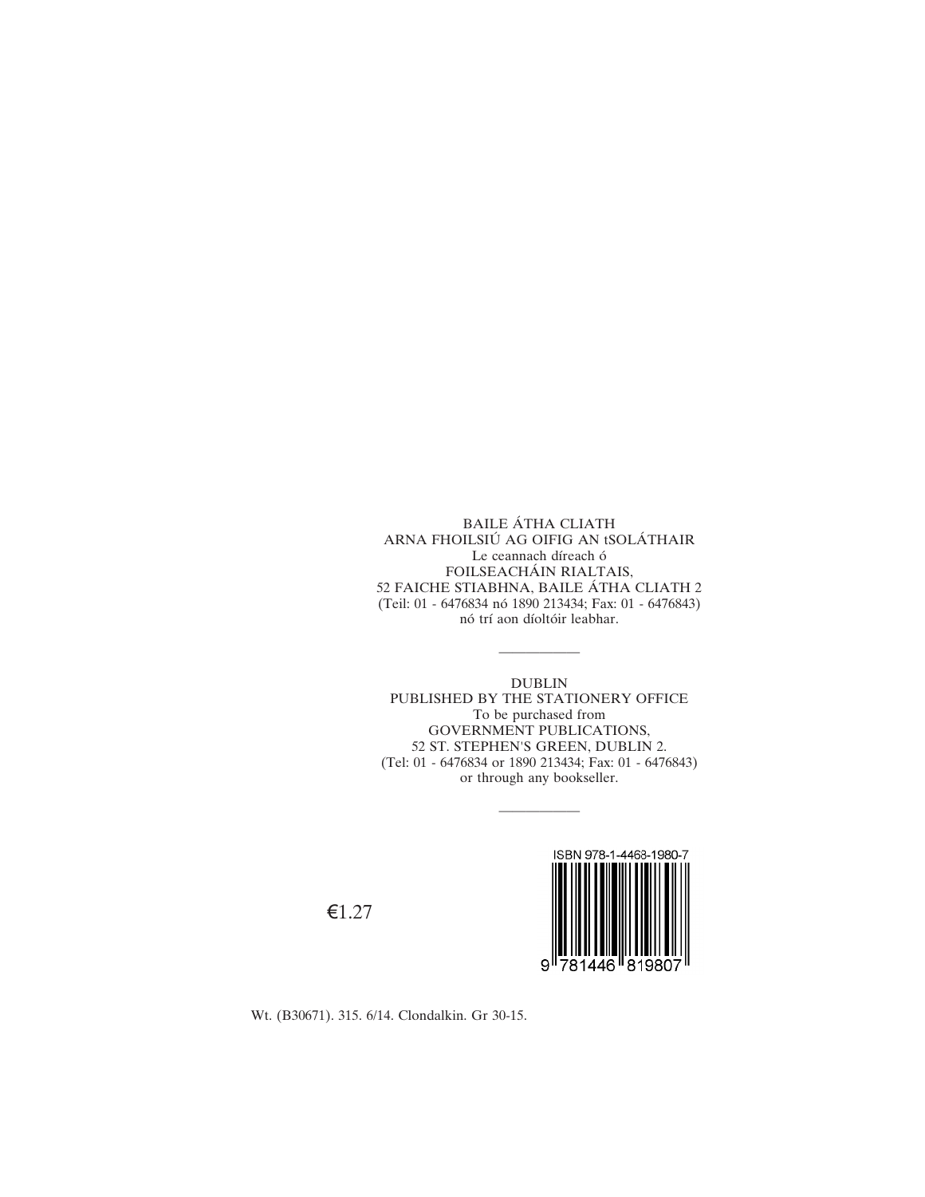BAILE ÁTHA CLIATH
ARNA FHOILSIÚ AG OIFIG AN tSOLÁTHAIR
Le ceannach díreach ó
FOILSEACHÁIN RIALTAIS,
52 FAICHE STIABHNA, BAILE ÁTHA CLIATH 2
(Teil: 01 - 6476834 nó 1890 213434; Fax: 01 - 6476843)
nó trí aon díoltóir leabhar.

---

DUBLIN
PUBLISHED BY THE STATIONERY OFFICE
To be purchased from
GOVERNMENT PUBLICATIONS,
52 ST. STEPHEN'S GREEN, DUBLIN 2.
(Tel: 01 - 6476834 or 1890 213434; Fax: 01 - 6476843)
or through any bookseller.

---

€1.27

ISBN 978-1-4468-1980-7

9 781446 819807

Wt. (B30671). 315. 6/14. Clondalkin. Gr 30-15.